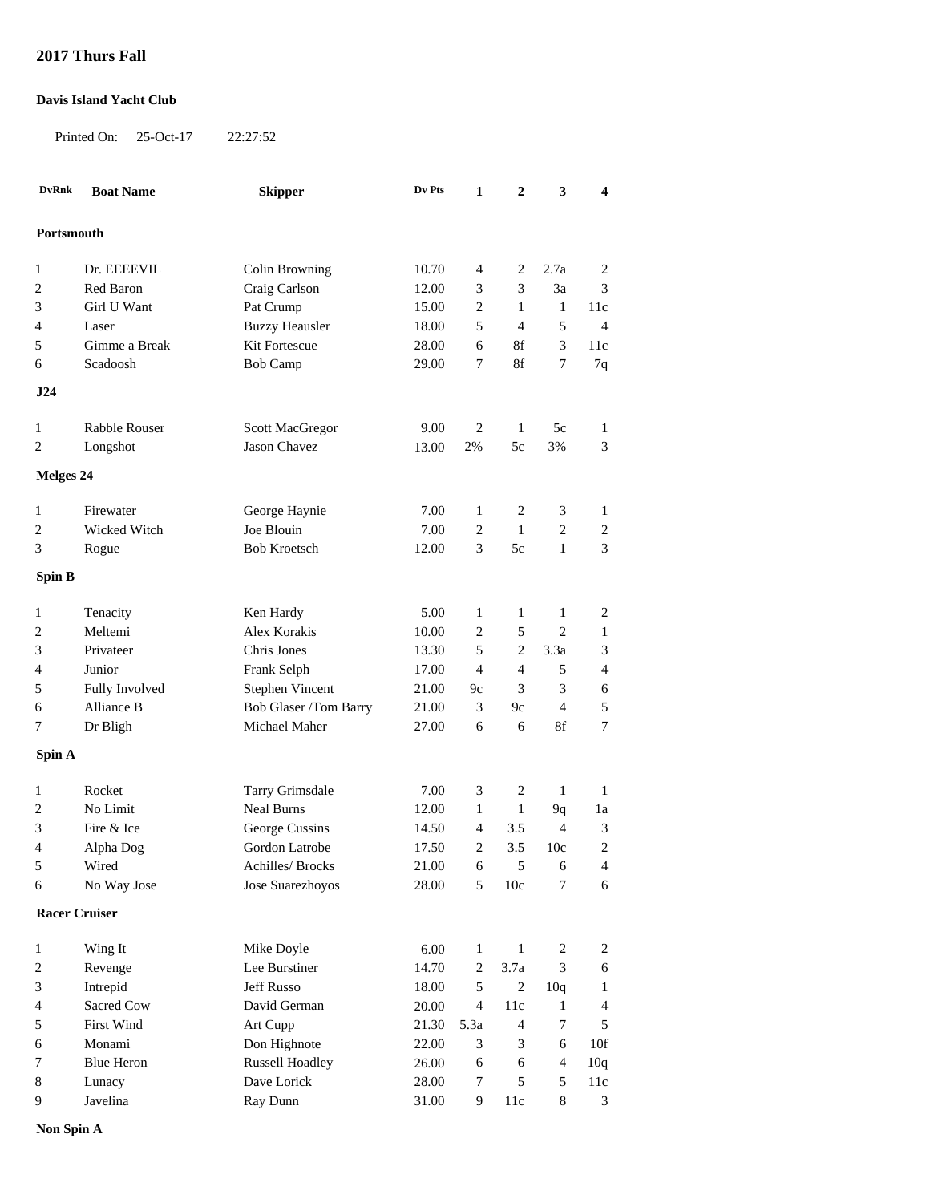## 2017 Thurs Fall

**Davis Island Yacht Club**

Printed On: 25-Oct-17 22:27:52

| DvRnk | Boat Name | Skipper | Dv Pts | 1 | 2 | 3 | 4 |
|---|---|---|---|---|---|---|---|
| **Portsmouth** | | | | | | | |
| 1 | Dr. EEEEVIL | Colin Browning | 10.70 | 4 | 2 | 2.7a | 2 |
| 2 | Red Baron | Craig Carlson | 12.00 | 3 | 3 | 3a | 3 |
| 3 | Girl U Want | Pat Crump | 15.00 | 2 | 1 | 1 | 11c |
| 4 | Laser | Buzzy Heausler | 18.00 | 5 | 4 | 5 | 4 |
| 5 | Gimme a Break | Kit Fortescue | 28.00 | 6 | 8f | 3 | 11c |
| 6 | Scadoosh | Bob Camp | 29.00 | 7 | 8f | 7 | 7q |
| **J24** | | | | | | | |
| 1 | Rabble Rouser | Scott MacGregor | 9.00 | 2 | 1 | 5c | 1 |
| 2 | Longshot | Jason Chavez | 13.00 | 2% | 5c | 3% | 3 |
| **Melges 24** | | | | | | | |
| 1 | Firewater | George Haynie | 7.00 | 1 | 2 | 3 | 1 |
| 2 | Wicked Witch | Joe Blouin | 7.00 | 2 | 1 | 2 | 2 |
| 3 | Rogue | Bob Kroetsch | 12.00 | 3 | 5c | 1 | 3 |
| **Spin B** | | | | | | | |
| 1 | Tenacity | Ken Hardy | 5.00 | 1 | 1 | 1 | 2 |
| 2 | Meltemi | Alex Korakis | 10.00 | 2 | 5 | 2 | 1 |
| 3 | Privateer | Chris Jones | 13.30 | 5 | 2 | 3.3a | 3 |
| 4 | Junior | Frank Selph | 17.00 | 4 | 4 | 5 | 4 |
| 5 | Fully Involved | Stephen Vincent | 21.00 | 9c | 3 | 3 | 6 |
| 6 | Alliance B | Bob Glaser /Tom Barry | 21.00 | 3 | 9c | 4 | 5 |
| 7 | Dr Bligh | Michael Maher | 27.00 | 6 | 6 | 8f | 7 |
| **Spin A** | | | | | | | |
| 1 | Rocket | Tarry Grimsdale | 7.00 | 3 | 2 | 1 | 1 |
| 2 | No Limit | Neal Burns | 12.00 | 1 | 1 | 9q | 1a |
| 3 | Fire & Ice | George Cussins | 14.50 | 4 | 3.5 | 4 | 3 |
| 4 | Alpha Dog | Gordon Latrobe | 17.50 | 2 | 3.5 | 10c | 2 |
| 5 | Wired | Achilles/ Brocks | 21.00 | 6 | 5 | 6 | 4 |
| 6 | No Way Jose | Jose Suarezhoyos | 28.00 | 5 | 10c | 7 | 6 |
| **Racer Cruiser** | | | | | | | |
| 1 | Wing It | Mike Doyle | 6.00 | 1 | 1 | 2 | 2 |
| 2 | Revenge | Lee Burstiner | 14.70 | 2 | 3.7a | 3 | 6 |
| 3 | Intrepid | Jeff Russo | 18.00 | 5 | 2 | 10q | 1 |
| 4 | Sacred Cow | David German | 20.00 | 4 | 11c | 1 | 4 |
| 5 | First Wind | Art Cupp | 21.30 | 5.3a | 4 | 7 | 5 |
| 6 | Monami | Don Highnote | 22.00 | 3 | 3 | 6 | 10f |
| 7 | Blue Heron | Russell Hoadley | 26.00 | 6 | 6 | 4 | 10q |
| 8 | Lunacy | Dave Lorick | 28.00 | 7 | 5 | 5 | 11c |
| 9 | Javelina | Ray Dunn | 31.00 | 9 | 11c | 8 | 3 |
| **Non Spin A** | | | | | | | |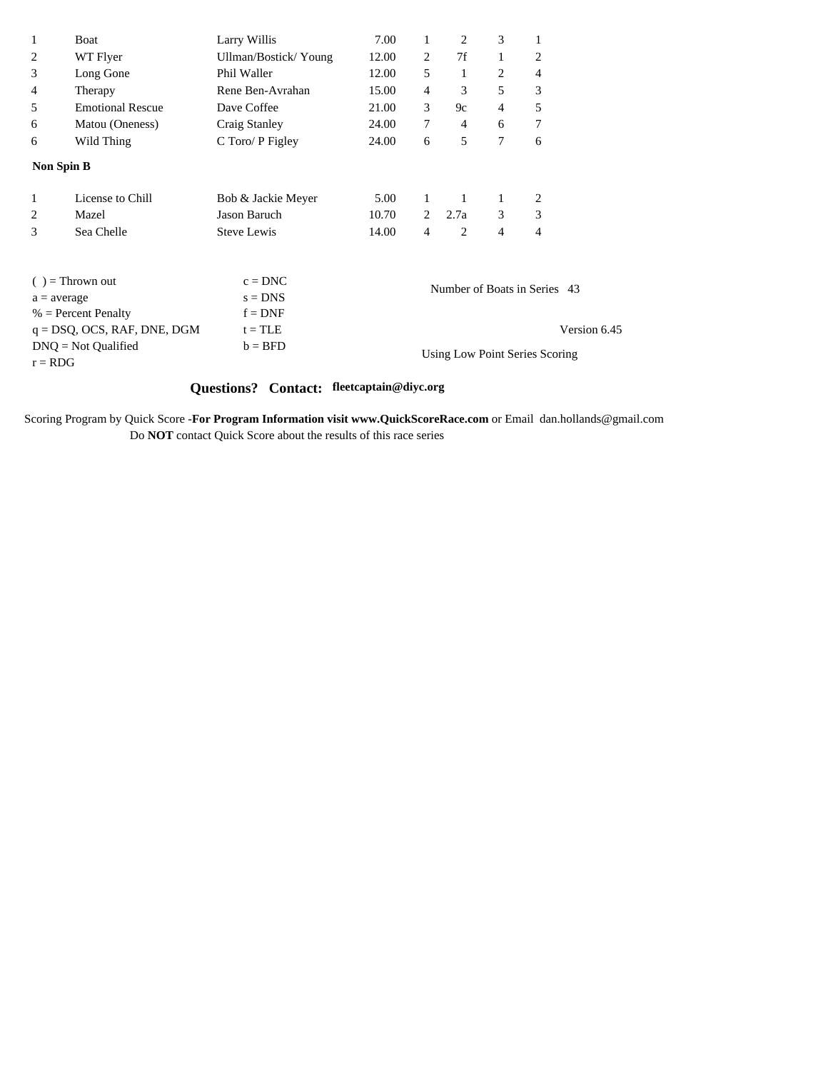| | | | | | | | |
|---|---|---|---|---|---|---|---|
| 1 | Boat | Larry Willis | 7.00 | 1 | 2 | 3 | 1 |
| 2 | WT Flyer | Ullman/Bostick/ Young | 12.00 | 2 | 7f | 1 | 2 |
| 3 | Long Gone | Phil Waller | 12.00 | 5 | 1 | 2 | 4 |
| 4 | Therapy | Rene Ben-Avrahan | 15.00 | 4 | 3 | 5 | 3 |
| 5 | Emotional Rescue | Dave Coffee | 21.00 | 3 | 9c | 4 | 5 |
| 6 | Matou (Oneness) | Craig Stanley | 24.00 | 7 | 4 | 6 | 7 |
| 6 | Wild Thing | C Toro/ P Figley | 24.00 | 6 | 5 | 7 | 6 |

**Non Spin B**

| | | | | | | | |
|---|---|---|---|---|---|---|---|
| 1 | License to Chill | Bob & Jackie Meyer | 5.00 | 1 | 1 | 1 | 2 |
| 2 | Mazel | Jason Baruch | 10.70 | 2 | 2.7a | 3 | 3 |
| 3 | Sea Chelle | Steve Lewis | 14.00 | 4 | 2 | 4 | 4 |

( ) = Thrown out
a = average
% = Percent Penalty
q = DSQ, OCS, RAF, DNE, DGM
DNQ = Not Qualified
r = RDG

c = DNC
s = DNS
f = DNF
t = TLE
b = BFD

Number of Boats in Series 43

Version 6.45

Using Low Point Series Scoring

**Questions? Contact: fleetcaptain@diyc.org**

Scoring Program by Quick Score -**For Program Information visit www.QuickScoreRace.com** or Email dan.hollands@gmail.com
Do **NOT** contact Quick Score about the results of this race series